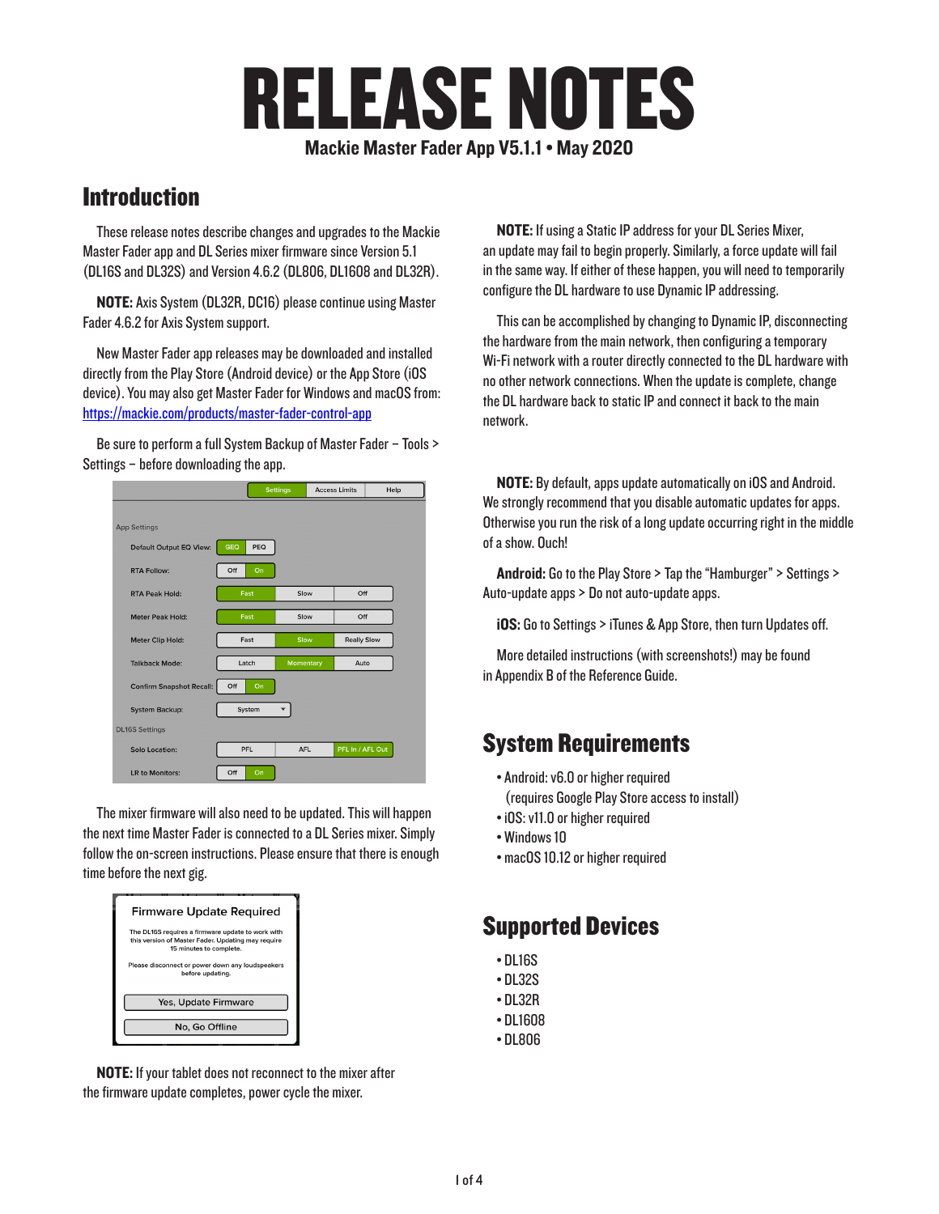# RELEASE NOTES

**Mackie Master Fader App V5.1.1 • May 2020**

## Introduction

These release notes describe changes and upgrades to the Mackie Master Fader app and DL Series mixer firmware since Version 5.1 (DL16S and DL32S) and Version 4.6.2 (DL806, DL1608 and DL32R).

**NOTE:** Axis System (DL32R, DC16) please continue using Master Fader 4.6.2 for Axis System support.

New Master Fader app releases may be downloaded and installed directly from the Play Store (Android device) or the App Store (iOS device). You may also get Master Fader for Windows and macOS from: https://mackie.com/products/master-fader-control-app

Be sure to perform a full System Backup of Master Fader – Tools > Settings – before downloading the app.

The mixer firmware will also need to be updated. This will happen the next time Master Fader is connected to a DL Series mixer. Simply follow the on-screen instructions. Please ensure that there is enough time before the next gig.

**NOTE:** If your tablet does not reconnect to the mixer after the firmware update completes, power cycle the mixer.

**NOTE:** If using a Static IP address for your DL Series Mixer, an update may fail to begin properly. Similarly, a force update will fail in the same way. If either of these happen, you will need to temporarily configure the DL hardware to use Dynamic IP addressing.

This can be accomplished by changing to Dynamic IP, disconnecting the hardware from the main network, then configuring a temporary Wi-Fi network with a router directly connected to the DL hardware with no other network connections. When the update is complete, change the DL hardware back to static IP and connect it back to the main network.

**NOTE:** By default, apps update automatically on iOS and Android. We strongly recommend that you disable automatic updates for apps. Otherwise you run the risk of a long update occurring right in the middle of a show. Ouch!

**Android:** Go to the Play Store > Tap the "Hamburger" > Settings > Auto-update apps > Do not auto-update apps.

**iOS:** Go to Settings > iTunes & App Store, then turn Updates off.

More detailed instructions (with screenshots!) may be found in Appendix B of the Reference Guide.

## System Requirements

- Android: v6.0 or higher required (requires Google Play Store access to install)
- iOS: v11.0 or higher required
- Windows 10
- macOS 10.12 or higher required

## Supported Devices

- DL16S
- DL32S
- DL32R
- DL1608
- DL806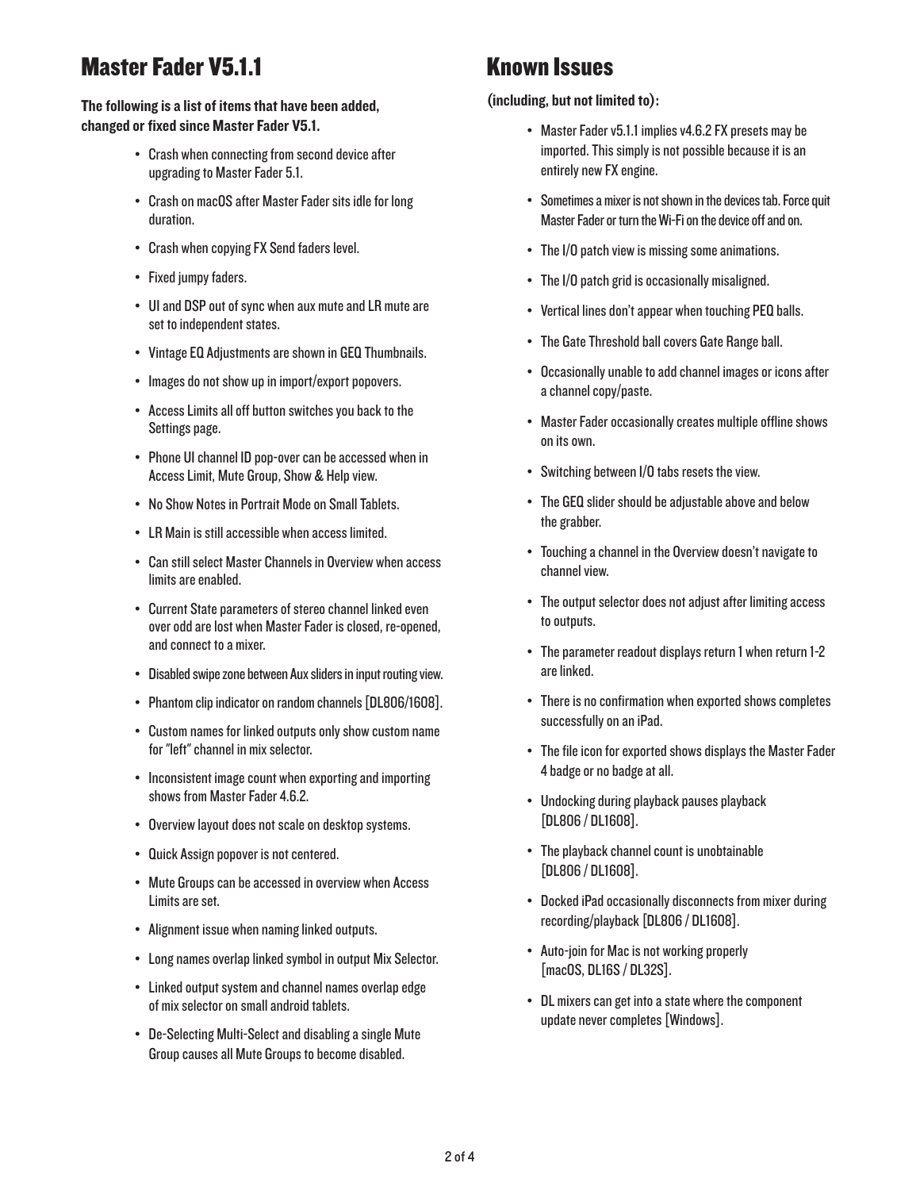# Master Fader V5.1.1

**The following is a list of items that have been added, changed or fixed since Master Fader V5.1.**

- Crash when connecting from second device after upgrading to Master Fader 5.1.
- Crash on macOS after Master Fader sits idle for long duration.
- Crash when copying FX Send faders level.
- Fixed jumpy faders.
- UI and DSP out of sync when aux mute and LR mute are set to independent states.
- Vintage EQ Adjustments are shown in GEQ Thumbnails.
- Images do not show up in import/export popovers.
- Access Limits all off button switches you back to the Settings page.
- Phone UI channel ID pop-over can be accessed when in Access Limit, Mute Group, Show & Help view.
- No Show Notes in Portrait Mode on Small Tablets.
- LR Main is still accessible when access limited.
- Can still select Master Channels in Overview when access limits are enabled.
- Current State parameters of stereo channel linked even over odd are lost when Master Fader is closed, re-opened, and connect to a mixer.
- Disabled swipe zone between Aux sliders in input routing view.
- Phantom clip indicator on random channels [DL806/1608].
- Custom names for linked outputs only show custom name for "left" channel in mix selector.
- Inconsistent image count when exporting and importing shows from Master Fader 4.6.2.
- Overview layout does not scale on desktop systems.
- Quick Assign popover is not centered.
- Mute Groups can be accessed in overview when Access Limits are set.
- Alignment issue when naming linked outputs.
- Long names overlap linked symbol in output Mix Selector.
- Linked output system and channel names overlap edge of mix selector on small android tablets.
- De-Selecting Multi-Select and disabling a single Mute Group causes all Mute Groups to become disabled.

# Known Issues

**(including, but not limited to):**

- Master Fader v5.1.1 implies v4.6.2 FX presets may be imported. This simply is not possible because it is an entirely new FX engine.
- Sometimes a mixer is not shown in the devices tab. Force quit Master Fader or turn the Wi-Fi on the device off and on.
- The I/O patch view is missing some animations.
- The I/O patch grid is occasionally misaligned.
- Vertical lines don't appear when touching PEQ balls.
- The Gate Threshold ball covers Gate Range ball.
- Occasionally unable to add channel images or icons after a channel copy/paste.
- Master Fader occasionally creates multiple offline shows on its own.
- Switching between I/O tabs resets the view.
- The GEQ slider should be adjustable above and below the grabber.
- Touching a channel in the Overview doesn't navigate to channel view.
- The output selector does not adjust after limiting access to outputs.
- The parameter readout displays return 1 when return 1-2 are linked.
- There is no confirmation when exported shows completes successfully on an iPad.
- The file icon for exported shows displays the Master Fader 4 badge or no badge at all.
- Undocking during playback pauses playback [DL806 / DL1608].
- The playback channel count is unobtainable [DL806 / DL1608].
- Docked iPad occasionally disconnects from mixer during recording/playback [DL806 / DL1608].
- Auto-join for Mac is not working properly [macOS, DL16S / DL32S].
- DL mixers can get into a state where the component update never completes [Windows].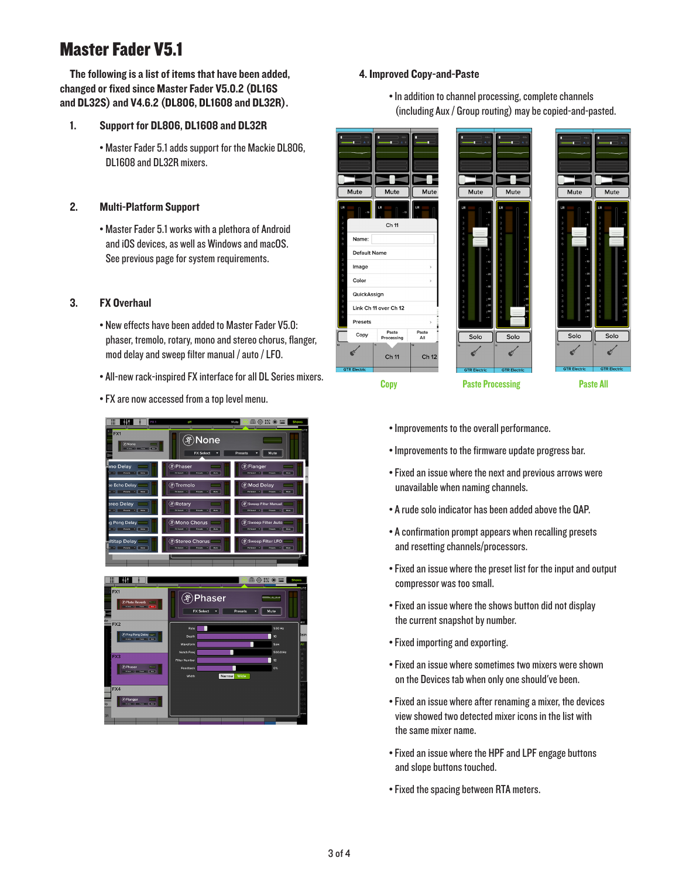# Master Fader V5.1

**The following is a list of items that have been added, changed or fixed since Master Fader V5.0.2 (DL16S and DL32S) and V4.6.2 (DL806, DL1608 and DL32R).**

**1. Support for DL806, DL1608 and DL32R**

- Master Fader 5.1 adds support for the Mackie DL806, DL1608 and DL32R mixers.

**2. Multi-Platform Support**

- Master Fader 5.1 works with a plethora of Android and iOS devices, as well as Windows and macOS. See previous page for system requirements.

**3. FX Overhaul**

- New effects have been added to Master Fader V5.0: phaser, tremolo, rotary, mono and stereo chorus, flanger, mod delay and sweep filter manual / auto / LFO.
- All-new rack-inspired FX interface for all DL Series mixers.
- FX are now accessed from a top level menu.

**4. Improved Copy-and-Paste**

- In addition to channel processing, complete channels (including Aux / Group routing) may be copied-and-pasted.

Copy    Paste Processing    Paste All

- Improvements to the overall performance.
- Improvements to the firmware update progress bar.
- Fixed an issue where the next and previous arrows were unavailable when naming channels.
- A rude solo indicator has been added above the QAP.
- A confirmation prompt appears when recalling presets and resetting channels/processors.
- Fixed an issue where the preset list for the input and output compressor was too small.
- Fixed an issue where the shows button did not display the current snapshot by number.
- Fixed importing and exporting.
- Fixed an issue where sometimes two mixers were shown on the Devices tab when only one should've been.
- Fixed an issue where after renaming a mixer, the devices view showed two detected mixer icons in the list with the same mixer name.
- Fixed an issue where the HPF and LPF engage buttons and slope buttons touched.
- Fixed the spacing between RTA meters.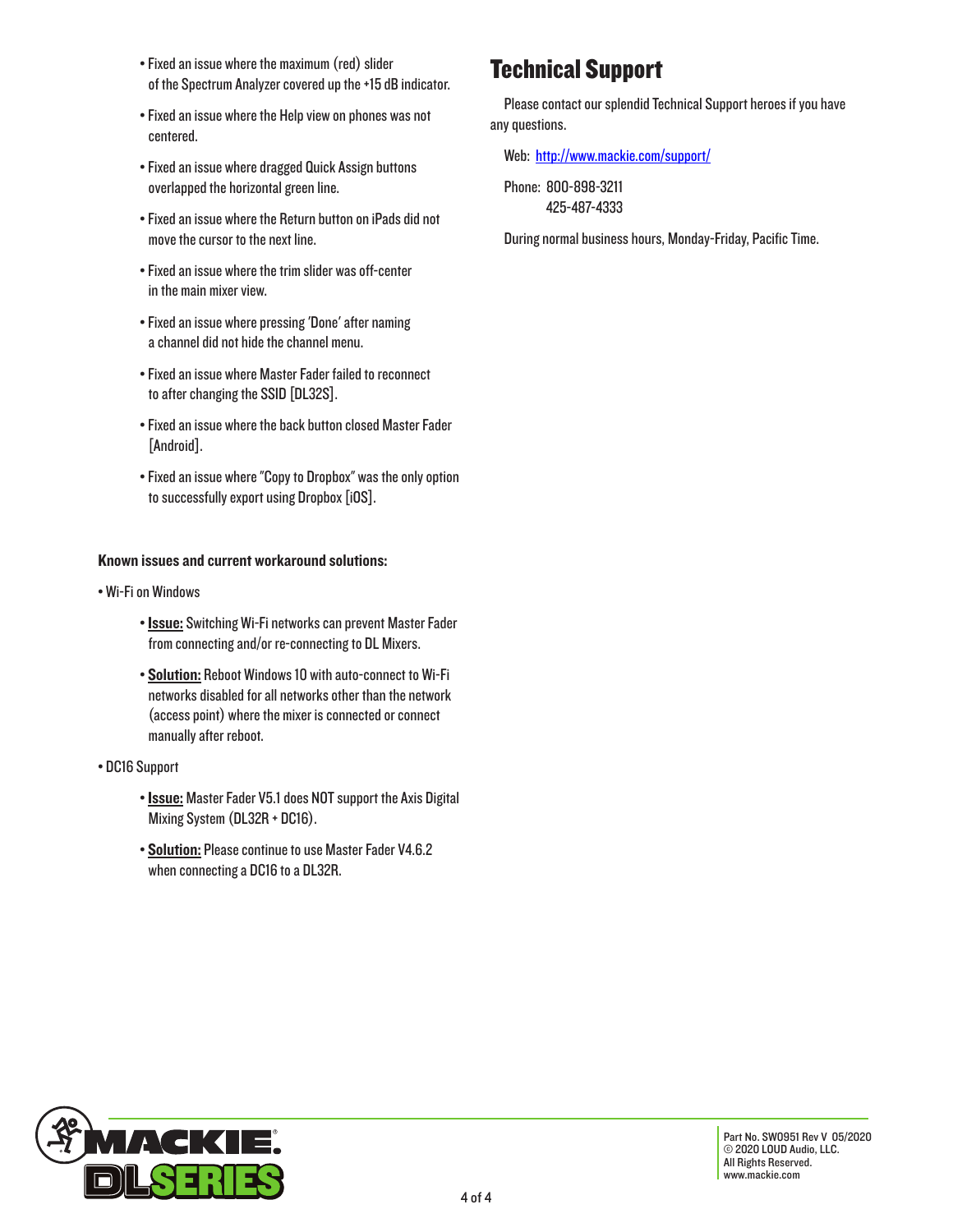- Fixed an issue where the maximum (red) slider of the Spectrum Analyzer covered up the +15 dB indicator.
- Fixed an issue where the Help view on phones was not centered.
- Fixed an issue where dragged Quick Assign buttons overlapped the horizontal green line.
- Fixed an issue where the Return button on iPads did not move the cursor to the next line.
- Fixed an issue where the trim slider was off-center in the main mixer view.
- Fixed an issue where pressing 'Done' after naming a channel did not hide the channel menu.
- Fixed an issue where Master Fader failed to reconnect to after changing the SSID [DL32S].
- Fixed an issue where the back button closed Master Fader [Android].
- Fixed an issue where "Copy to Dropbox" was the only option to successfully export using Dropbox [iOS].

**Known issues and current workaround solutions:**

- Wi-Fi on Windows
  - **Issue:** Switching Wi-Fi networks can prevent Master Fader from connecting and/or re-connecting to DL Mixers.
  - **Solution:** Reboot Windows 10 with auto-connect to Wi-Fi networks disabled for all networks other than the network (access point) where the mixer is connected or connect manually after reboot.
- DC16 Support
  - **Issue:** Master Fader V5.1 does NOT support the Axis Digital Mixing System (DL32R + DC16).
  - **Solution:** Please continue to use Master Fader V4.6.2 when connecting a DC16 to a DL32R.

## Technical Support

Please contact our splendid Technical Support heroes if you have any questions.

Web: http://www.mackie.com/support/

Phone: 800-898-3211
425-487-4333

During normal business hours, Monday-Friday, Pacific Time.

MACKIE. DL SERIES

Part No. SW0951 Rev V 05/2020
© 2020 LOUD Audio, LLC.
All Rights Reserved.
www.mackie.com